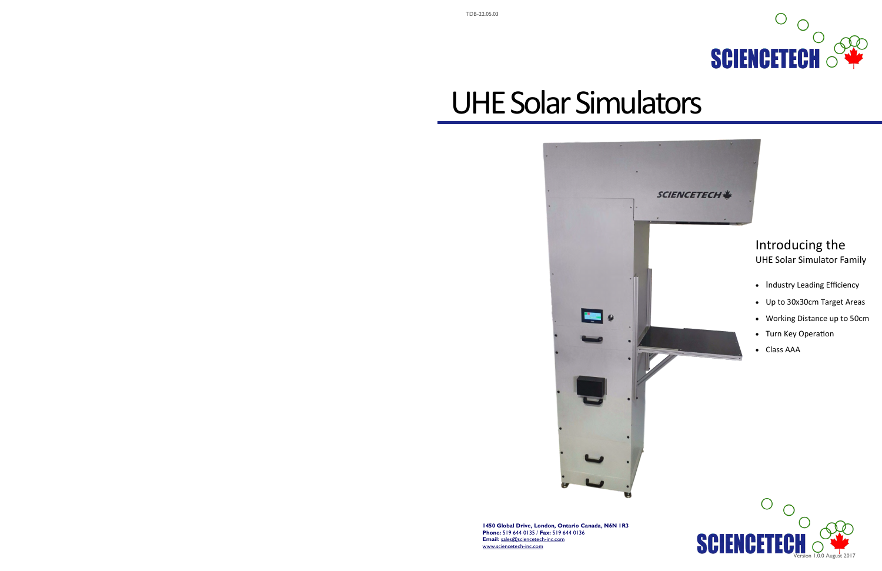TDB-22.05.03

# UHE Solar Simulators

## Introducing the

UHE Solar Simulator Family

- Industry Leading Efficiency
- Up to 30x30cm Target Areas
- Working Distance up to 50cm
- Turn Key Operation
- Class AAA

**1450 Global Drive, London, Ontario Canada, N6N 1R3**
**Phone:** 519 644 0135 / **Fax:** 519 644 0136
**Email:** sales@sciencetech-inc.com
www.sciencetech-inc.com

Version 1.0.0 August 2017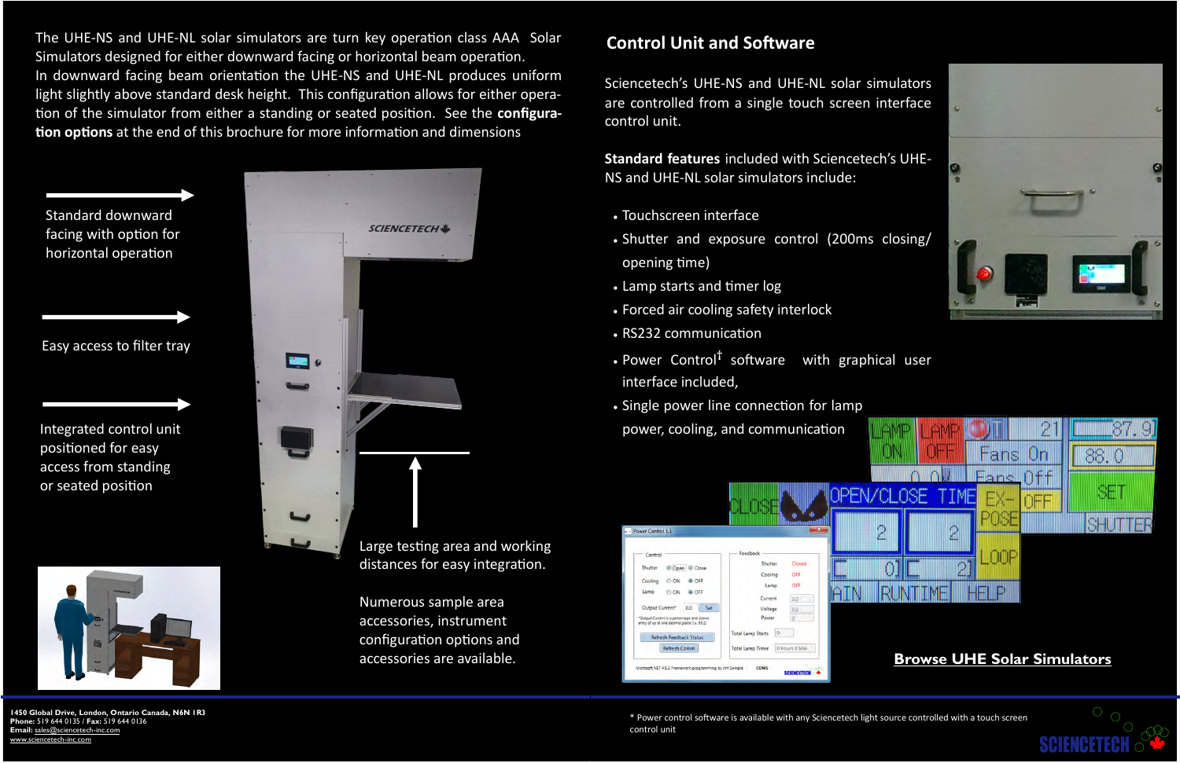The UHE-NS and UHE-NL solar simulators are turn key operation class AAA Solar Simulators designed for either downward facing or horizontal beam operation.
In downward facing beam orientation the UHE-NS and UHE-NL produces uniform light slightly above standard desk height. This configuration allows for either operation of the simulator from either a standing or seated position. See the **configuration options** at the end of this brochure for more information and dimensions

Standard downward facing with option for horizontal operation

Easy access to filter tray

Integrated control unit positioned for easy access from standing or seated position

Large testing area and working distances for easy integration.

Numerous sample area accessories, instrument configuration options and accessories are available.

## Control Unit and Software

Sciencetech's UHE-NS and UHE-NL solar simulators are controlled from a single touch screen interface control unit.

**Standard features** included with Sciencetech's UHE-NS and UHE-NL solar simulators include:

- Touchscreen interface
- Shutter and exposure control (200ms closing/ opening time)
- Lamp starts and timer log
- Forced air cooling safety interlock
- RS232 communication
- Power Control† software with graphical user interface included,
- Single power line connection for lamp power, cooling, and communication

**Browse UHE Solar Simulators**

1450 Global Drive, London, Ontario Canada, N6N 1R3
Phone: 519 644 0135 / Fax: 519 644 0136
Email: sales@sciencetech-inc.com
www.sciencetech-inc.com

* Power control software is available with any Sciencetech light source controlled with a touch screen control unit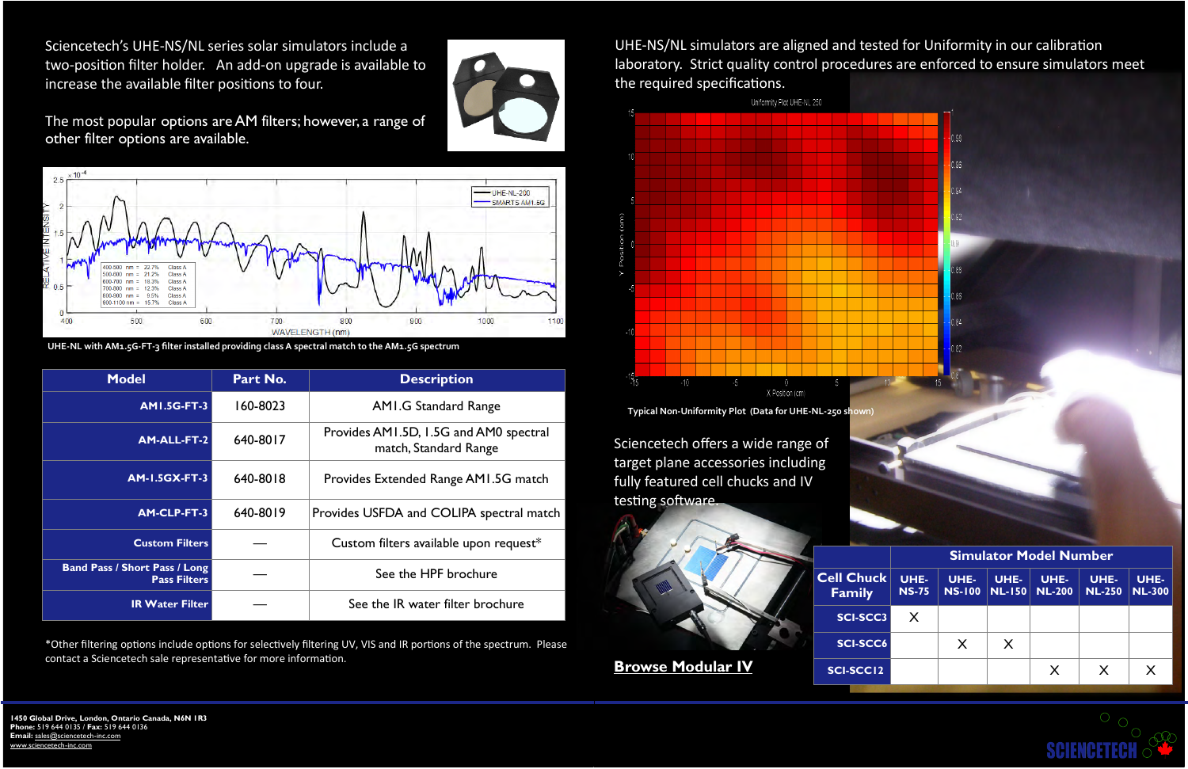Sciencetech's UHE-NS/NL series solar simulators include a two-position filter holder. An add-on upgrade is available to increase the available filter positions to four.

The most popular options are AM filters; however, a range of other filter options are available.

$\times 10^{-4}$

2.5

2

1.5

1

0.5

0

RELATIVE INTENSITY

400 500 600 700 800 900 1000 1100

WAVELENGTH (nm)

UHE-NL-200

SMARTS AM1.5G

400-500 nm = 22.7% Class A
500-600 nm = 21.2% Class A
600-700 nm = 18.3% Class A
700-800 nm = 12.3% Class A
800-900 nm = 9.5% Class A
900-1100 nm = 15.7% Class A

UHE-NL with AM1.5G-FT-3 filter installed providing class A spectral match to the AM1.5G spectrum

| Model | Part No. | Description |
|---|---|---|
| AM1.5G-FT-3 | 160-8023 | AM1.G Standard Range |
| AM-ALL-FT-2 | 640-8017 | Provides AM1.5D, 1.5G and AM0 spectral match, Standard Range |
| AM-1.5GX-FT-3 | 640-8018 | Provides Extended Range AM1.5G match |
| AM-CLP-FT-3 | 640-8019 | Provides USFDA and COLIPA spectral match |
| Custom Filters | — | Custom filters available upon request* |
| Band Pass / Short Pass / Long Pass Filters | — | See the HPF brochure |
| IR Water Filter | — | See the IR water filter brochure |

*Other filtering options include options for selectively filtering UV, VIS and IR portions of the spectrum. Please contact a Sciencetech sale representative for more information.

UHE-NS/NL simulators are aligned and tested for Uniformity in our calibration laboratory. Strict quality control procedures are enforced to ensure simulators meet the required specifications.

Uniformity Plot: UHE-NL 250

Y Position (cm)

X Position (cm)

15 10 5 0 -5 -10 -15

-15 -10 -5 0 5 10 15

1 0.98 0.96 0.94 0.92 0.9 0.88 0.86 0.84 0.82 0.8

Typical Non-Uniformity Plot (Data for UHE-NL-250 shown)

Sciencetech offers a wide range of target plane accessories including fully featured cell chucks and IV testing software.

**Browse Modular IV**

| Cell Chuck Family | Simulator Model Number | | | | | |
|---|---|---|---|---|---|---|
| | UHE-NS-75 | UHE-NS-100 | UHE-NL-150 | UHE-NL-200 | UHE-NL-250 | UHE-NL-300 |
| SCI-SCC3 | X | | | | | |
| SCI-SCC6 | | X | X | | | |
| SCI-SCC12 | | | | X | X | X |

**1450 Global Drive, London, Ontario Canada, N6N 1R3**
**Phone:** 519 644 0135 / **Fax:** 519 644 0136
**Email:** sales@sciencetech-inc.com
www.sciencetech-inc.com

SCIENCETECH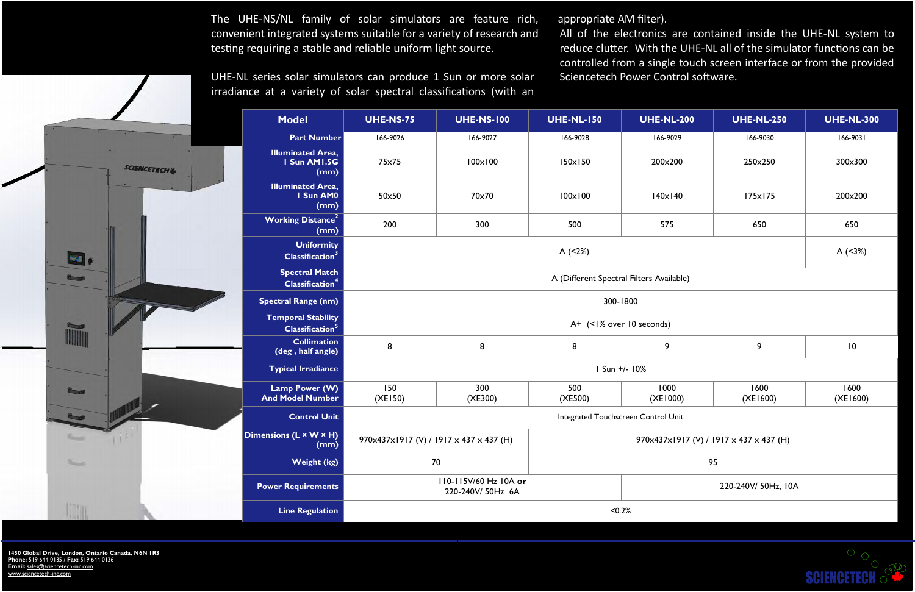The UHE-NS/NL family of solar simulators are feature rich, convenient integrated systems suitable for a variety of research and testing requiring a stable and reliable uniform light source.

UHE-NL series solar simulators can produce 1 Sun or more solar irradiance at a variety of solar spectral classifications (with an appropriate AM filter).

All of the electronics are contained inside the UHE-NL system to reduce clutter. With the UHE-NL all of the simulator functions can be controlled from a single touch screen interface or from the provided Sciencetech Power Control software.

| Model | UHE-NS-75 | UHE-NS-100 | UHE-NL-150 | UHE-NL-200 | UHE-NL-250 | UHE-NL-300 |
|---|---|---|---|---|---|---|
| Part Number | 166-9026 | 166-9027 | 166-9028 | 166-9029 | 166-9030 | 166-9031 |
| Illuminated Area, 1 Sun AM1.5G (mm) | 75x75 | 100x100 | 150x150 | 200x200 | 250x250 | 300x300 |
| Illuminated Area, 1 Sun AM0 (mm) | 50x50 | 70x70 | 100x100 | 140x140 | 175x175 | 200x200 |
| Working Distance[2] (mm) | 200 | 300 | 500 | 575 | 650 | 650 |
| Uniformity Classification[3] | A (<2%) | | | | | A (<3%) |
| Spectral Match Classification[4] | A (Different Spectral Filters Available) | | | | | |
| Spectral Range (nm) | 300-1800 | | | | | |
| Temporal Stability Classification[5] | A+ (<1% over 10 seconds) | | | | | |
| Collimation (deg , half angle) | 8 | 8 | 8 | 9 | 9 | 10 |
| Typical Irradiance | 1 Sun +/- 10% | | | | | |
| Lamp Power (W) And Model Number | 150 (XE150) | 300 (XE300) | 500 (XE500) | 1000 (XE1000) | 1600 (XE1600) | 1600 (XE1600) |
| Control Unit | Integrated Touchscreen Control Unit | | | | | |
| Dimensions (L × W × H) (mm) | 970x437x1917 (V) / 1917 x 437 x 437 (H) | | 970x437x1917 (V) / 1917 x 437 x 437 (H) | | | |
| Weight (kg) | 70 | | 95 | | | |
| Power Requirements | 110-115V/60 Hz 10A **or** 220-240V/ 50Hz 6A | | | 220-240V/ 50Hz, 10A | | |
| Line Regulation | <0.2% | | | | | |

**1450 Global Drive, London, Ontario Canada, N6N 1R3**
**Phone:** 519 644 0135 / **Fax:** 519 644 0136
**Email:** sales@sciencetech-inc.com
www.sciencetech-inc.com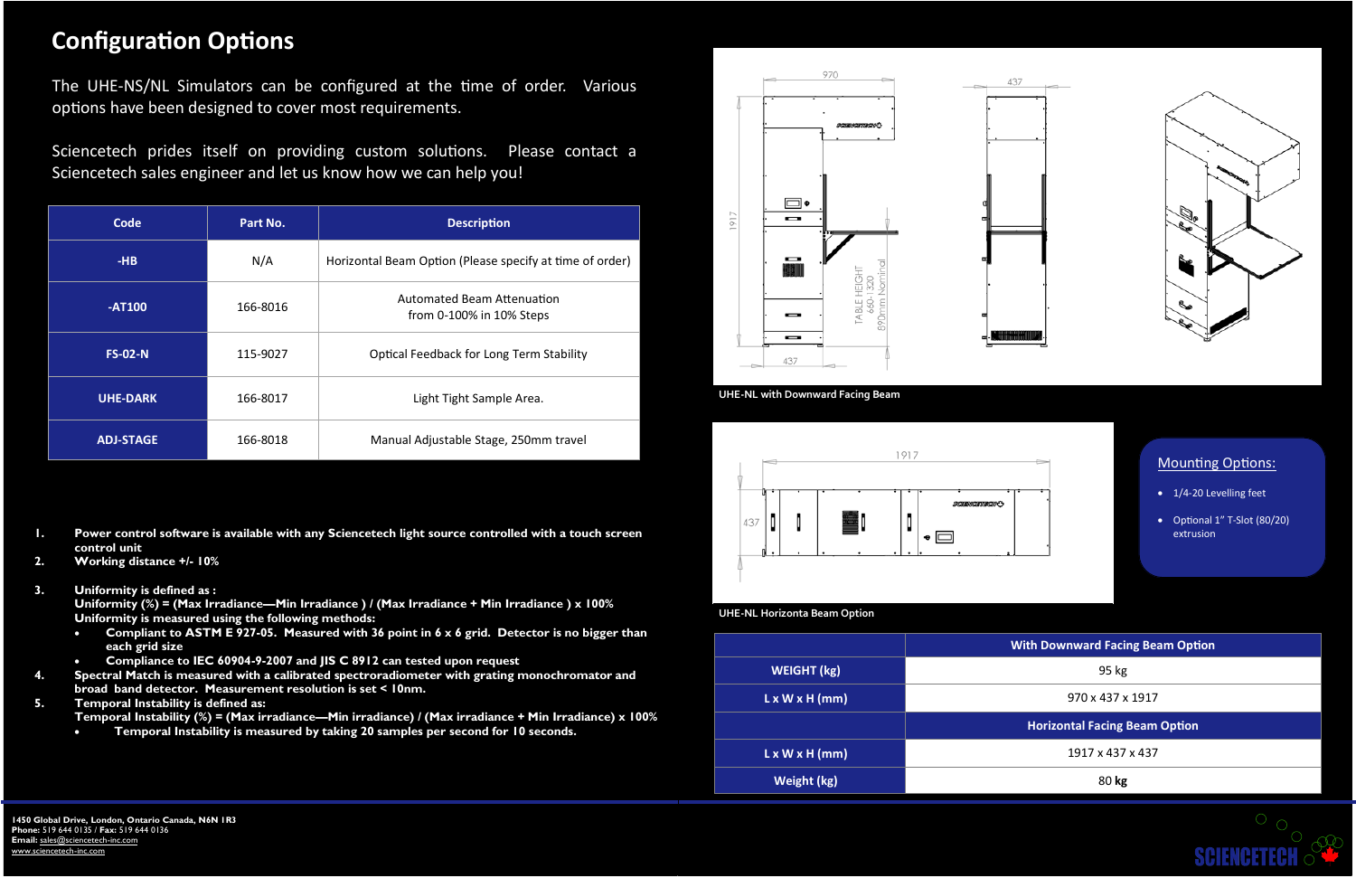# Configuration Options

The UHE-NS/NL Simulators can be configured at the time of order. Various options have been designed to cover most requirements.

Sciencetech prides itself on providing custom solutions. Please contact a Sciencetech sales engineer and let us know how we can help you!

| Code | Part No. | Description |
|---|---|---|
| -HB | N/A | Horizontal Beam Option (Please specify at time of order) |
| -AT100 | 166-8016 | Automated Beam Attenuation from 0-100% in 10% Steps |
| FS-02-N | 115-9027 | Optical Feedback for Long Term Stability |
| UHE-DARK | 166-8017 | Light Tight Sample Area. |
| ADJ-STAGE | 166-8018 | Manual Adjustable Stage, 250mm travel |

1. **Power control software is available with any Sciencetech light source controlled with a touch screen control unit**
2. **Working distance +/- 10%**
3. **Uniformity is defined as :**
   **Uniformity (%) = (Max Irradiance—Min Irradiance ) / (Max Irradiance + Min Irradiance ) x 100%**
   **Uniformity is measured using the following methods:**
   - **Compliant to ASTM E 927-05. Measured with 36 point in 6 x 6 grid. Detector is no bigger than each grid size**
   - **Compliance to IEC 60904-9-2007 and JIS C 8912 can tested upon request**
4. **Spectral Match is measured with a calibrated spectroradiometer with grating monochromator and broad band detector. Measurement resolution is set < 10nm.**
5. **Temporal Instability is defined as:**
   **Temporal Instability (%) = (Max irradiance—Min irradiance) / (Max irradiance + Min Irradiance) x 100%**
   - **Temporal Instability is measured by taking 20 samples per second for 10 seconds.**

970
437
1917
TABLE HEIGHT
660-1320
890mm Nominal
437

UHE-NL with Downward Facing Beam

1917
437

UHE-NL Horizonta Beam Option

## Mounting Options:

- 1/4-20 Levelling feet
- Optional 1" T-Slot (80/20) extrusion

| | With Downward Facing Beam Option |
|---|---|
| WEIGHT (kg) | 95 kg |
| L x W x H (mm) | 970 x 437 x 1917 |
| | Horizontal Facing Beam Option |
| L x W x H (mm) | 1917 x 437 x 437 |
| Weight (kg) | 80 **kg** |

**1450 Global Drive, London, Ontario Canada, N6N 1R3**
**Phone:** 519 644 0135 / **Fax:** 519 644 0136
**Email:** sales@sciencetech-inc.com
www.sciencetech-inc.com

SCIENCETECH